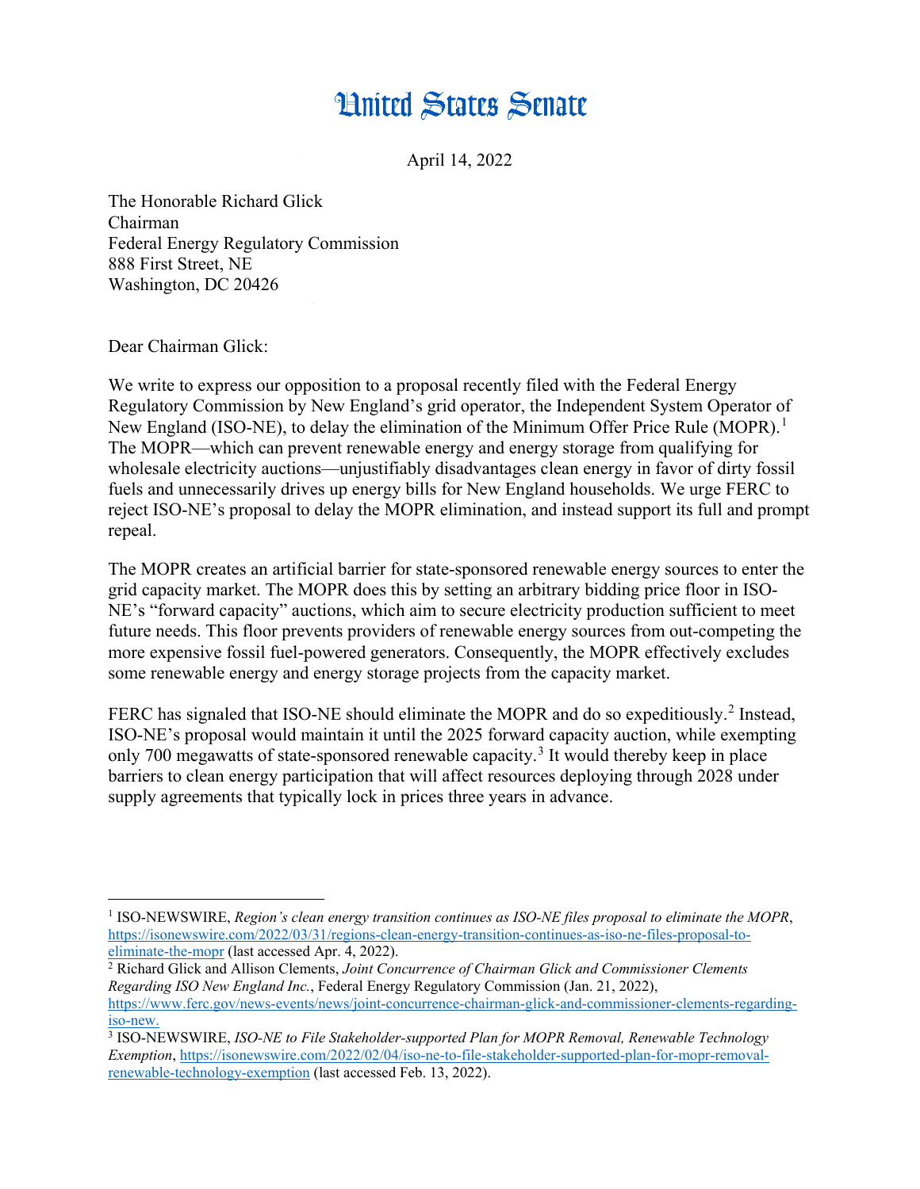# United States Senate

April 14, 2022

The Honorable Richard Glick
Chairman
Federal Energy Regulatory Commission
888 First Street, NE
Washington, DC 20426

Dear Chairman Glick:

We write to express our opposition to a proposal recently filed with the Federal Energy Regulatory Commission by New England's grid operator, the Independent System Operator of New England (ISO-NE), to delay the elimination of the Minimum Offer Price Rule (MOPR).[1] The MOPR—which can prevent renewable energy and energy storage from qualifying for wholesale electricity auctions—unjustifiably disadvantages clean energy in favor of dirty fossil fuels and unnecessarily drives up energy bills for New England households. We urge FERC to reject ISO-NE's proposal to delay the MOPR elimination, and instead support its full and prompt repeal.

The MOPR creates an artificial barrier for state-sponsored renewable energy sources to enter the grid capacity market. The MOPR does this by setting an arbitrary bidding price floor in ISO-NE's "forward capacity" auctions, which aim to secure electricity production sufficient to meet future needs. This floor prevents providers of renewable energy sources from out-competing the more expensive fossil fuel-powered generators. Consequently, the MOPR effectively excludes some renewable energy and energy storage projects from the capacity market.

FERC has signaled that ISO-NE should eliminate the MOPR and do so expeditiously.[2] Instead, ISO-NE's proposal would maintain it until the 2025 forward capacity auction, while exempting only 700 megawatts of state-sponsored renewable capacity.[3] It would thereby keep in place barriers to clean energy participation that will affect resources deploying through 2028 under supply agreements that typically lock in prices three years in advance.

---

[1] ISO-NEWSWIRE, *Region's clean energy transition continues as ISO-NE files proposal to eliminate the MOPR*, https://isonewswire.com/2022/03/31/regions-clean-energy-transition-continues-as-iso-ne-files-proposal-to-eliminate-the-mopr (last accessed Apr. 4, 2022).

[2] Richard Glick and Allison Clements, *Joint Concurrence of Chairman Glick and Commissioner Clements Regarding ISO New England Inc.*, Federal Energy Regulatory Commission (Jan. 21, 2022), https://www.ferc.gov/news-events/news/joint-concurrence-chairman-glick-and-commissioner-clements-regarding-iso-new.

[3] ISO-NEWSWIRE, *ISO-NE to File Stakeholder-supported Plan for MOPR Removal, Renewable Technology Exemption*, https://isonewswire.com/2022/02/04/iso-ne-to-file-stakeholder-supported-plan-for-mopr-removal-renewable-technology-exemption (last accessed Feb. 13, 2022).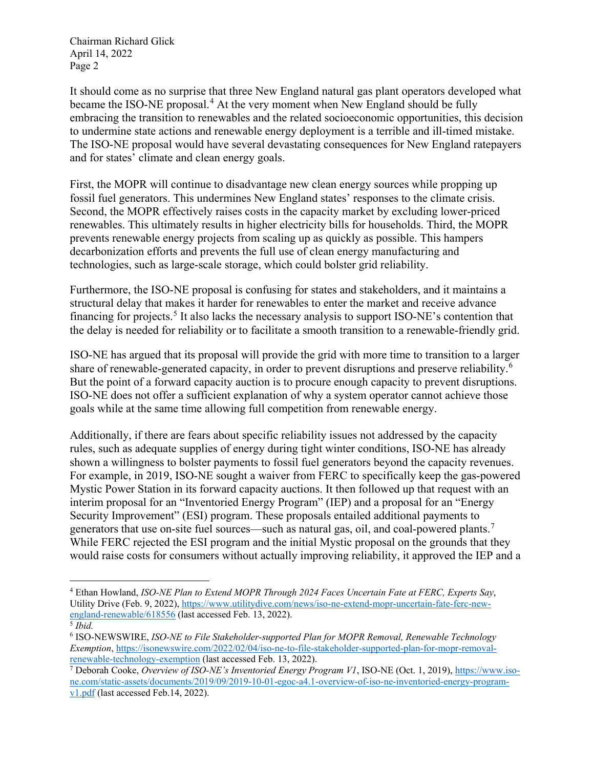It should come as no surprise that three New England natural gas plant operators developed what became the ISO-NE proposal.[4] At the very moment when New England should be fully embracing the transition to renewables and the related socioeconomic opportunities, this decision to undermine state actions and renewable energy deployment is a terrible and ill-timed mistake. The ISO-NE proposal would have several devastating consequences for New England ratepayers and for states' climate and clean energy goals.

First, the MOPR will continue to disadvantage new clean energy sources while propping up fossil fuel generators. This undermines New England states' responses to the climate crisis. Second, the MOPR effectively raises costs in the capacity market by excluding lower-priced renewables. This ultimately results in higher electricity bills for households. Third, the MOPR prevents renewable energy projects from scaling up as quickly as possible. This hampers decarbonization efforts and prevents the full use of clean energy manufacturing and technologies, such as large-scale storage, which could bolster grid reliability.

Furthermore, the ISO-NE proposal is confusing for states and stakeholders, and it maintains a structural delay that makes it harder for renewables to enter the market and receive advance financing for projects.[5] It also lacks the necessary analysis to support ISO-NE's contention that the delay is needed for reliability or to facilitate a smooth transition to a renewable-friendly grid.

ISO-NE has argued that its proposal will provide the grid with more time to transition to a larger share of renewable-generated capacity, in order to prevent disruptions and preserve reliability.[6] But the point of a forward capacity auction is to procure enough capacity to prevent disruptions. ISO-NE does not offer a sufficient explanation of why a system operator cannot achieve those goals while at the same time allowing full competition from renewable energy.

Additionally, if there are fears about specific reliability issues not addressed by the capacity rules, such as adequate supplies of energy during tight winter conditions, ISO-NE has already shown a willingness to bolster payments to fossil fuel generators beyond the capacity revenues. For example, in 2019, ISO-NE sought a waiver from FERC to specifically keep the gas-powered Mystic Power Station in its forward capacity auctions. It then followed up that request with an interim proposal for an "Inventoried Energy Program" (IEP) and a proposal for an "Energy Security Improvement" (ESI) program. These proposals entailed additional payments to generators that use on-site fuel sources—such as natural gas, oil, and coal-powered plants.[7] While FERC rejected the ESI program and the initial Mystic proposal on the grounds that they would raise costs for consumers without actually improving reliability, it approved the IEP and a

---

[4] Ethan Howland, *ISO-NE Plan to Extend MOPR Through 2024 Faces Uncertain Fate at FERC, Experts Say*, Utility Drive (Feb. 9, 2022), https://www.utilitydive.com/news/iso-ne-extend-mopr-uncertain-fate-ferc-new-england-renewable/618556 (last accessed Feb. 13, 2022).

[5] *Ibid.*

[6] ISO-NEWSWIRE, *ISO-NE to File Stakeholder-supported Plan for MOPR Removal, Renewable Technology Exemption*, https://isonewswire.com/2022/02/04/iso-ne-to-file-stakeholder-supported-plan-for-mopr-removal-renewable-technology-exemption (last accessed Feb. 13, 2022).

[7] Deborah Cooke, *Overview of ISO-NE's Inventoried Energy Program V1*, ISO-NE (Oct. 1, 2019), https://www.iso-ne.com/static-assets/documents/2019/09/2019-10-01-egoc-a4.1-overview-of-iso-ne-inventoried-energy-program-v1.pdf (last accessed Feb.14, 2022).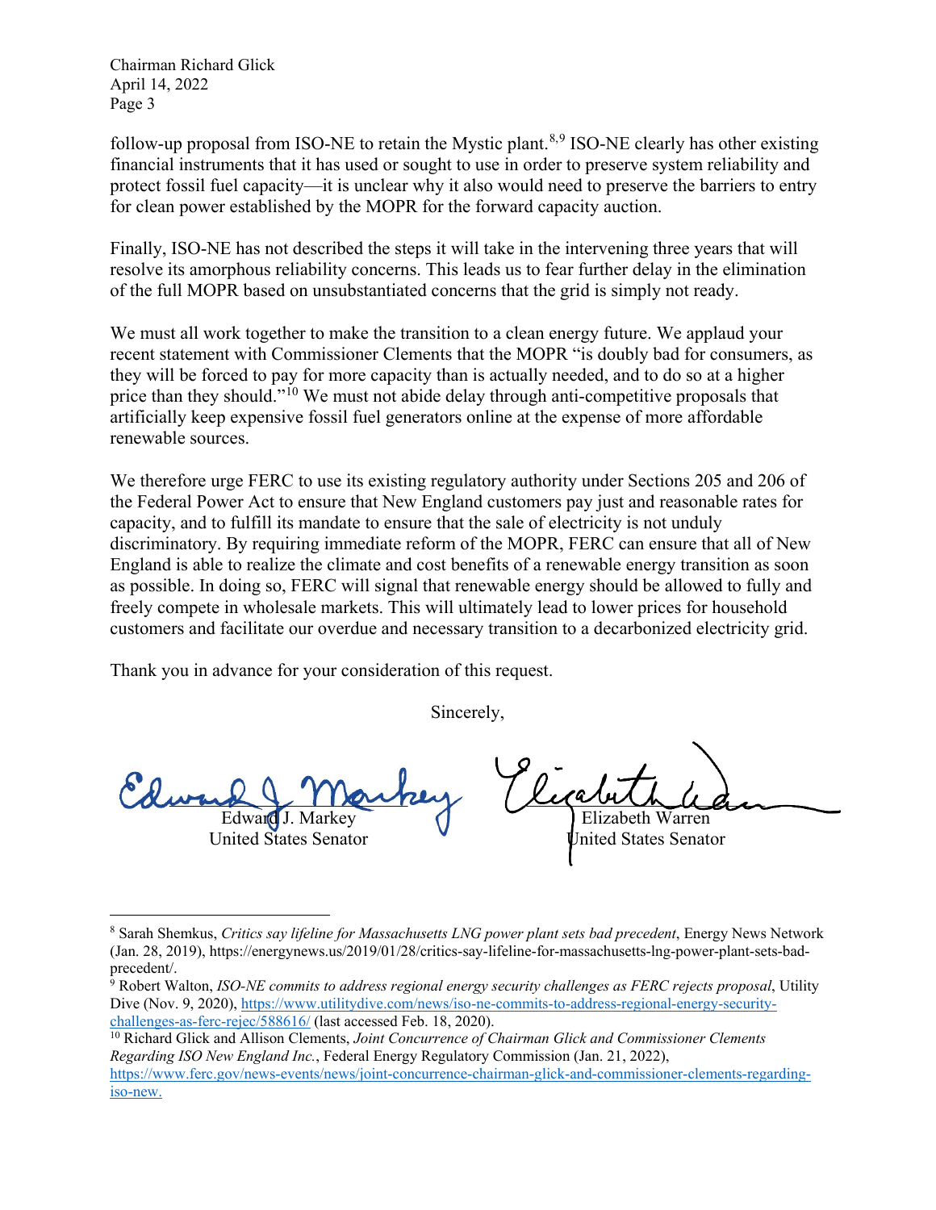follow-up proposal from ISO-NE to retain the Mystic plant.[8,9] ISO-NE clearly has other existing financial instruments that it has used or sought to use in order to preserve system reliability and protect fossil fuel capacity—it is unclear why it also would need to preserve the barriers to entry for clean power established by the MOPR for the forward capacity auction.

Finally, ISO-NE has not described the steps it will take in the intervening three years that will resolve its amorphous reliability concerns. This leads us to fear further delay in the elimination of the full MOPR based on unsubstantiated concerns that the grid is simply not ready.

We must all work together to make the transition to a clean energy future. We applaud your recent statement with Commissioner Clements that the MOPR "is doubly bad for consumers, as they will be forced to pay for more capacity than is actually needed, and to do so at a higher price than they should."[10] We must not abide delay through anti-competitive proposals that artificially keep expensive fossil fuel generators online at the expense of more affordable renewable sources.

We therefore urge FERC to use its existing regulatory authority under Sections 205 and 206 of the Federal Power Act to ensure that New England customers pay just and reasonable rates for capacity, and to fulfill its mandate to ensure that the sale of electricity is not unduly discriminatory. By requiring immediate reform of the MOPR, FERC can ensure that all of New England is able to realize the climate and cost benefits of a renewable energy transition as soon as possible. In doing so, FERC will signal that renewable energy should be allowed to fully and freely compete in wholesale markets. This will ultimately lead to lower prices for household customers and facilitate our overdue and necessary transition to a decarbonized electricity grid.

Thank you in advance for your consideration of this request.

Sincerely,

Edward J. Markey
United States Senator

Elizabeth Warren
United States Senator

---

[8] Sarah Shemkus, *Critics say lifeline for Massachusetts LNG power plant sets bad precedent*, Energy News Network (Jan. 28, 2019), https://energynews.us/2019/01/28/critics-say-lifeline-for-massachusetts-lng-power-plant-sets-bad-precedent/.

[9] Robert Walton, *ISO-NE commits to address regional energy security challenges as FERC rejects proposal*, Utility Dive (Nov. 9, 2020), https://www.utilitydive.com/news/iso-ne-commits-to-address-regional-energy-security-challenges-as-ferc-rejec/588616/ (last accessed Feb. 18, 2020).

[10] Richard Glick and Allison Clements, *Joint Concurrence of Chairman Glick and Commissioner Clements Regarding ISO New England Inc.*, Federal Energy Regulatory Commission (Jan. 21, 2022), https://www.ferc.gov/news-events/news/joint-concurrence-chairman-glick-and-commissioner-clements-regarding-iso-new.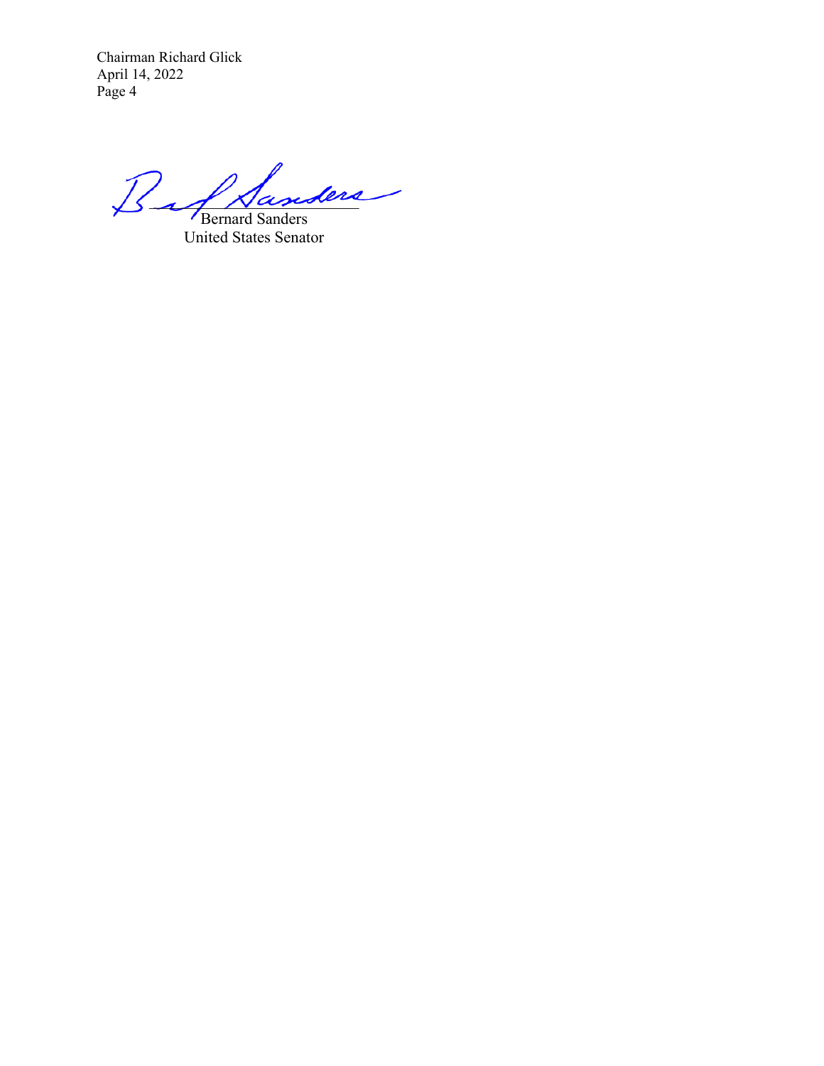Bernard Sanders
United States Senator